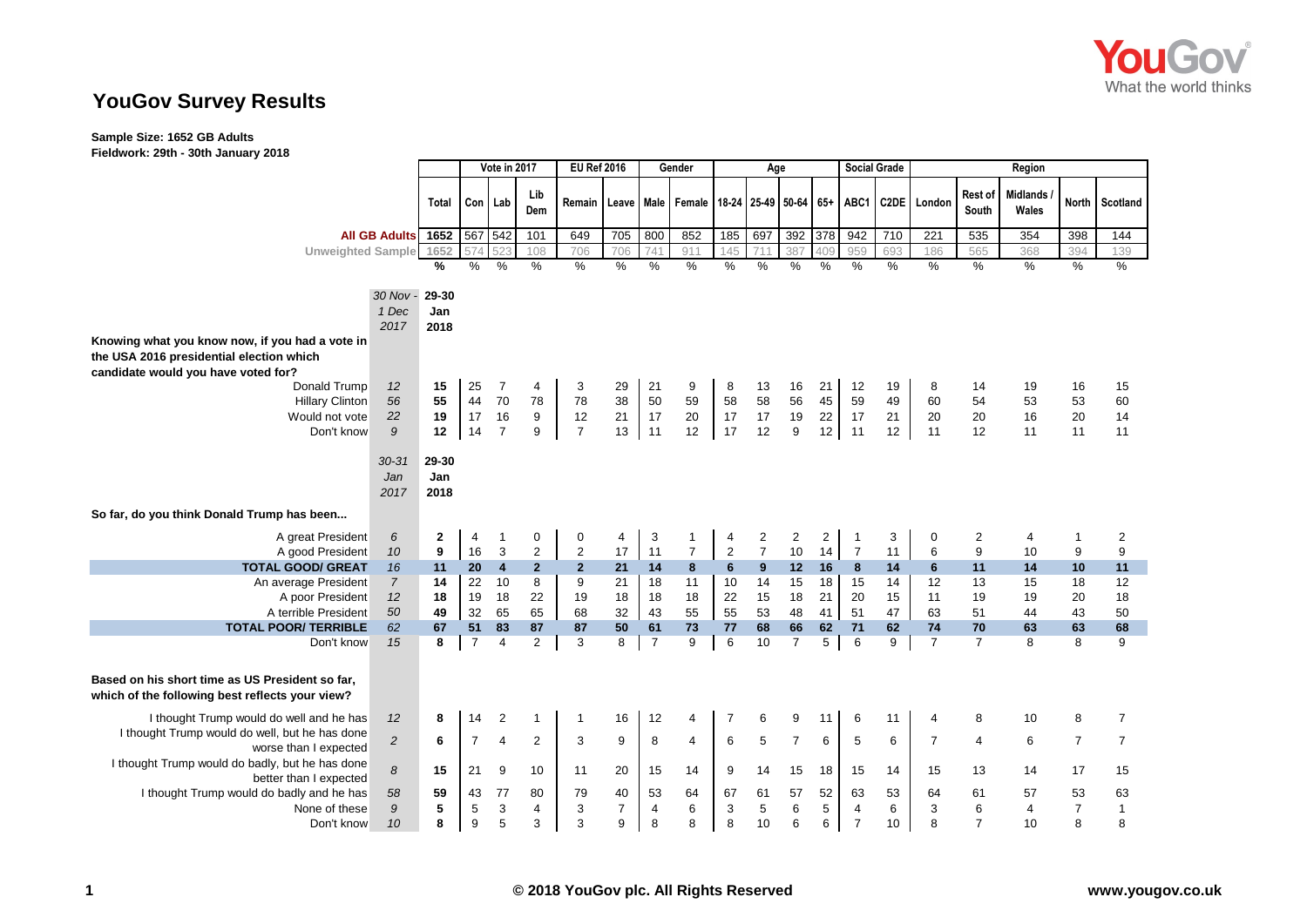# YouGov Survey Results

**Sample Size: 1652 GB Adults**
**Fieldwork: 29th - 30th January 2018**

| | | Total | Vote in 2017 | | | EU Ref 2016 | | Gender | | Age | | | | Social Grade | | Region | | | | |
|---|---|---|---|---|---|---|---|---|---|---|---|---|---|---|---|---|---|---|---|---|
| | | | Con | Lab | Lib Dem | Remain | Leave | Male | Female | 18-24 | 25-49 | 50-64 | 65+ | ABC1 | C2DE | London | Rest of South | Midlands / Wales | North | Scotland |
| All GB Adults | | 1652 | 567 | 542 | 101 | 649 | 705 | 800 | 852 | 185 | 697 | 392 | 378 | 942 | 710 | 221 | 535 | 354 | 398 | 144 |
| Unweighted Sample | | 1652 | 574 | 523 | 108 | 706 | 706 | 741 | 911 | 145 | 711 | 387 | 409 | 959 | 693 | 186 | 565 | 368 | 394 | 139 |
| | | % | % | % | % | % | % | % | % | % | % | % | % | % | % | % | % | % | % | % |
| | *30 Nov - 1 Dec 2017* | 29-30 Jan 2018 | | | | | | | | | | | | | | | | | | |
| **Knowing what you know now, if you had a vote in the USA 2016 presidential election which candidate would you have voted for?** | | | | | | | | | | | | | | | | | | | | |
| Donald Trump | *12* | 15 | 25 | 7 | 4 | 3 | 29 | 21 | 9 | 8 | 13 | 16 | 21 | 12 | 19 | 8 | 14 | 19 | 16 | 15 |
| Hillary Clinton | *56* | 55 | 44 | 70 | 78 | 78 | 38 | 50 | 59 | 58 | 58 | 56 | 45 | 59 | 49 | 60 | 54 | 53 | 53 | 60 |
| Would not vote | *22* | 19 | 17 | 16 | 9 | 12 | 21 | 17 | 20 | 17 | 17 | 19 | 22 | 17 | 21 | 20 | 20 | 16 | 20 | 14 |
| Don't know | *9* | 12 | 14 | 7 | 9 | 7 | 13 | 11 | 12 | 17 | 12 | 9 | 12 | 11 | 12 | 11 | 12 | 11 | 11 | 11 |
| | *30-31 Jan 2017* | 29-30 Jan 2018 | | | | | | | | | | | | | | | | | | |
| **So far, do you think Donald Trump has been...** | | | | | | | | | | | | | | | | | | | | |
| A great President | *6* | 2 | 4 | 1 | 0 | 0 | 4 | 3 | 1 | 4 | 2 | 2 | 2 | 1 | 3 | 0 | 2 | 4 | 1 | 2 |
| A good President | *10* | 9 | 16 | 3 | 2 | 2 | 17 | 11 | 7 | 2 | 7 | 10 | 14 | 7 | 11 | 6 | 9 | 10 | 9 | 9 |
| **TOTAL GOOD/ GREAT** | *16* | **11** | **20** | **4** | **2** | **2** | **21** | **14** | **8** | **6** | **9** | **12** | **16** | **8** | **14** | **6** | **11** | **14** | **10** | **11** |
| An average President | *7* | 14 | 22 | 10 | 8 | 9 | 21 | 18 | 11 | 10 | 14 | 15 | 18 | 15 | 14 | 12 | 13 | 15 | 18 | 12 |
| A poor President | *12* | 18 | 19 | 18 | 22 | 19 | 18 | 18 | 18 | 22 | 15 | 18 | 21 | 20 | 15 | 11 | 19 | 19 | 20 | 18 |
| A terrible President | *50* | 49 | 32 | 65 | 65 | 68 | 32 | 43 | 55 | 55 | 53 | 48 | 41 | 51 | 47 | 63 | 51 | 44 | 43 | 50 |
| **TOTAL POOR/ TERRIBLE** | *62* | **67** | **51** | **83** | **87** | **87** | **50** | **61** | **73** | **77** | **68** | **66** | **62** | **71** | **62** | **74** | **70** | **63** | **63** | **68** |
| Don't know | *15* | 8 | 7 | 4 | 2 | 3 | 8 | 7 | 9 | 6 | 10 | 7 | 5 | 6 | 9 | 7 | 7 | 8 | 8 | 9 |
| **Based on his short time as US President so far, which of the following best reflects your view?** | | | | | | | | | | | | | | | | | | | | |
| I thought Trump would do well and he has | *12* | 8 | 14 | 2 | 1 | 1 | 16 | 12 | 4 | 7 | 6 | 9 | 11 | 6 | 11 | 4 | 8 | 10 | 8 | 7 |
| I thought Trump would do well, but he has done worse than I expected | *2* | 6 | 7 | 4 | 2 | 3 | 9 | 8 | 4 | 6 | 5 | 7 | 6 | 5 | 6 | 7 | 4 | 6 | 7 | 7 |
| I thought Trump would do badly, but he has done better than I expected | *8* | 15 | 21 | 9 | 10 | 11 | 20 | 15 | 14 | 9 | 14 | 15 | 18 | 15 | 14 | 15 | 13 | 14 | 17 | 15 |
| I thought Trump would do badly and he has | *58* | 59 | 43 | 77 | 80 | 79 | 40 | 53 | 64 | 67 | 61 | 57 | 52 | 63 | 53 | 64 | 61 | 57 | 53 | 63 |
| None of these | *9* | 5 | 5 | 3 | 4 | 3 | 7 | 4 | 6 | 3 | 5 | 6 | 5 | 4 | 6 | 3 | 6 | 4 | 7 | 1 |
| Don't know | *10* | 8 | 9 | 5 | 3 | 3 | 9 | 8 | 8 | 8 | 10 | 6 | 6 | 7 | 10 | 8 | 7 | 10 | 8 | 8 |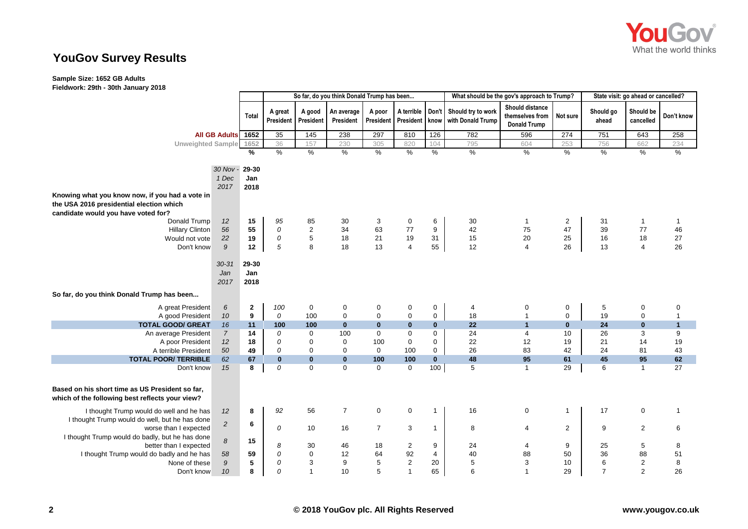# YouGov Survey Results

**Sample Size: 1652 GB Adults**
**Fieldwork: 29th - 30th January 2018**

| | | | So far, do you think Donald Trump has been... | | | | | | What should be the gov's approach to Trump? | | | State visit: go ahead or cancelled? | | |
|---|---|---|---|---|---|---|---|---|---|---|---|---|---|---|
| | | Total | A great President | A good President | An average President | A poor President | A terrible President | Don't know | Should try to work with Donald Trump | Should distance themselves from Donald Trump | Not sure | Should go ahead | Should be cancelled | Don't know |
| **All GB Adults** | | 1652 | 35 | 145 | 238 | 297 | 810 | 126 | 782 | 596 | 274 | 751 | 643 | 258 |
| Unweighted Sample | | 1652 | 36 | 157 | 230 | 305 | 820 | 104 | 795 | 604 | 253 | 756 | 662 | 234 |
| | | % | % | % | % | % | % | % | % | % | % | % | % | % |
| | *30 Nov - 1 Dec 2017* | **29-30 Jan 2018** | | | | | | | | | | | | |
| **Knowing what you know now, if you had a vote in the USA 2016 presidential election which candidate would you have voted for?** | | | | | | | | | | | | | | |
| Donald Trump | *12* | **15** | *95* | 85 | 30 | 3 | 0 | 6 | 30 | 1 | 2 | 31 | 1 | 1 |
| Hillary Clinton | *56* | **55** | *0* | 2 | 34 | 63 | 77 | 9 | 42 | 75 | 47 | 39 | 77 | 46 |
| Would not vote | *22* | **19** | *0* | 5 | 18 | 21 | 19 | 31 | 15 | 20 | 25 | 16 | 18 | 27 |
| Don't know | *9* | **12** | *5* | 8 | 18 | 13 | 4 | 55 | 12 | 4 | 26 | 13 | 4 | 26 |
| | *30-31 Jan 2017* | **29-30 Jan 2018** | | | | | | | | | | | | |
| **So far, do you think Donald Trump has been...** | | | | | | | | | | | | | | |
| A great President | *6* | **2** | *100* | 0 | 0 | 0 | 0 | 0 | 4 | 0 | 0 | 5 | 0 | 0 |
| A good President | *10* | **9** | *0* | 100 | 0 | 0 | 0 | 0 | 18 | 1 | 0 | 19 | 0 | 1 |
| **TOTAL GOOD/ GREAT** | *16* | **11** | **100** | **100** | **0** | **0** | **0** | **0** | **22** | **1** | **0** | **24** | **0** | **1** |
| An average President | *7* | **14** | *0* | 0 | 100 | 0 | 0 | 0 | 24 | 4 | 10 | 26 | 3 | 9 |
| A poor President | *12* | **18** | *0* | 0 | 0 | 100 | 0 | 0 | 22 | 12 | 19 | 21 | 14 | 19 |
| A terrible President | *50* | **49** | *0* | 0 | 0 | 0 | 100 | 0 | 26 | 83 | 42 | 24 | 81 | 43 |
| **TOTAL POOR/ TERRIBLE** | *62* | **67** | **0** | **0** | **0** | **100** | **100** | **0** | **48** | **95** | **61** | **45** | **95** | **62** |
| Don't know | *15* | **8** | *0* | 0 | 0 | 0 | 0 | 100 | 5 | 1 | 29 | 6 | 1 | 27 |
| **Based on his short time as US President so far, which of the following best reflects your view?** | | | | | | | | | | | | | | |
| I thought Trump would do well and he has | *12* | **8** | *92* | 56 | 7 | 0 | 0 | 1 | 16 | 0 | 1 | 17 | 0 | 1 |
| I thought Trump would do well, but he has done worse than I expected | *2* | **6** | *0* | 10 | 16 | 7 | 3 | 1 | 8 | 4 | 2 | 9 | 2 | 6 |
| I thought Trump would do badly, but he has done better than I expected | *8* | **15** | *8* | 30 | 46 | 18 | 2 | 9 | 24 | 4 | 9 | 25 | 5 | 8 |
| I thought Trump would do badly and he has | *58* | **59** | *0* | 0 | 12 | 64 | 92 | 4 | 40 | 88 | 50 | 36 | 88 | 51 |
| None of these | *9* | **5** | *0* | 3 | 9 | 5 | 2 | 20 | 5 | 3 | 10 | 6 | 2 | 8 |
| Don't know | *10* | **8** | *0* | 1 | 10 | 5 | 1 | 65 | 6 | 1 | 29 | 7 | 2 | 26 |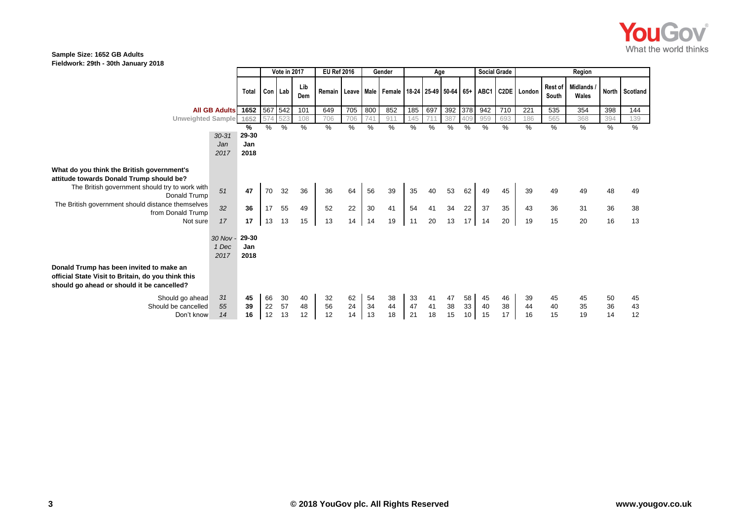**Sample Size: 1652 GB Adults**
**Fieldwork: 29th - 30th January 2018**

| | | Total | Vote in 2017 | | | EU Ref 2016 | | Gender | | Age | | | | Social Grade | | Region | | | | |
|---|---|---|---|---|---|---|---|---|---|---|---|---|---|---|---|---|---|---|---|---|
| | | | Con | Lab | Lib Dem | Remain | Leave | Male | Female | 18-24 | 25-49 | 50-64 | 65+ | ABC1 | C2DE | London | Rest of South | Midlands / Wales | North | Scotland |
| **All GB Adults** | | 1652 | 567 | 542 | 101 | 649 | 705 | 800 | 852 | 185 | 697 | 392 | 378 | 942 | 710 | 221 | 535 | 354 | 398 | 144 |
| Unweighted Sample | | 1652 | 574 | 523 | 108 | 706 | 706 | 741 | 911 | 145 | 711 | 387 | 409 | 959 | 693 | 186 | 565 | 368 | 394 | 139 |
| | | % | % | % | % | % | % | % | % | % | % | % | % | % | % | % | % | % | % | % |
| | *30-31 Jan 2017* | **29-30 Jan 2018** | | | | | | | | | | | | | | | | | | |
| **What do you think the British government's attitude towards Donald Trump should be?** | | | | | | | | | | | | | | | | | | | | |
| The British government should try to work with Donald Trump | *51* | **47** | 70 | 32 | 36 | 36 | 64 | 56 | 39 | 35 | 40 | 53 | 62 | 49 | 45 | 39 | 49 | 49 | 48 | 49 |
| The British government should distance themselves from Donald Trump | *32* | **36** | 17 | 55 | 49 | 52 | 22 | 30 | 41 | 54 | 41 | 34 | 22 | 37 | 35 | 43 | 36 | 31 | 36 | 38 |
| Not sure | *17* | **17** | 13 | 13 | 15 | 13 | 14 | 14 | 19 | 11 | 20 | 13 | 17 | 14 | 20 | 19 | 15 | 20 | 16 | 13 |
| | *30 Nov - 1 Dec 2017* | **29-30 Jan 2018** | | | | | | | | | | | | | | | | | | |
| **Donald Trump has been invited to make an official State Visit to Britain, do you think this should go ahead or should it be cancelled?** | | | | | | | | | | | | | | | | | | | | |
| Should go ahead | *31* | **45** | 66 | 30 | 40 | 32 | 62 | 54 | 38 | 33 | 41 | 47 | 58 | 45 | 46 | 39 | 45 | 45 | 50 | 45 |
| Should be cancelled | *55* | **39** | 22 | 57 | 48 | 56 | 24 | 34 | 44 | 47 | 41 | 38 | 33 | 40 | 38 | 44 | 40 | 35 | 36 | 43 |
| Don't know | *14* | **16** | 12 | 13 | 12 | 12 | 14 | 13 | 18 | 21 | 18 | 15 | 10 | 15 | 17 | 16 | 15 | 19 | 14 | 12 |

**© 2018 YouGov plc. All Rights Reserved**

**www.yougov.co.uk**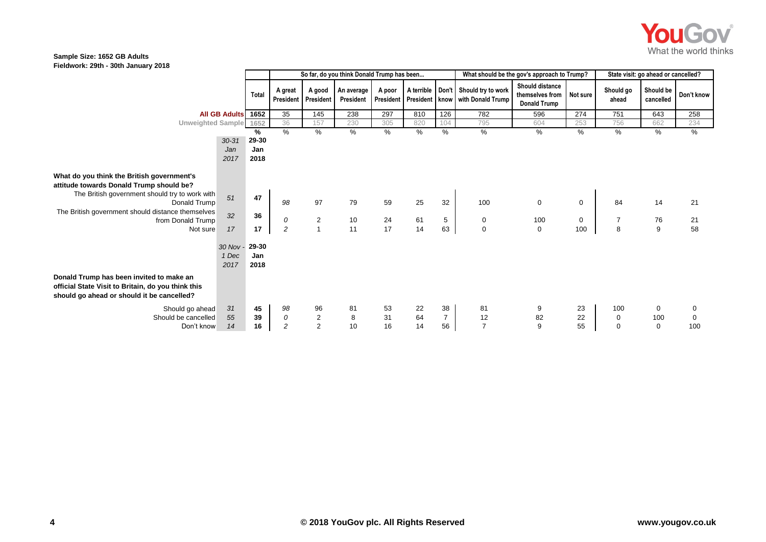**Sample Size: 1652 GB Adults**
**Fieldwork: 29th - 30th January 2018**

| | | Total | So far, do you think Donald Trump has been... | | | | | | What should be the gov's approach to Trump? | | | State visit: go ahead or cancelled? | | |
|---|---|---|---|---|---|---|---|---|---|---|---|---|---|---|
| | | | A great President | A good President | An average President | A poor President | A terrible President | Don't know | Should try to work with Donald Trump | Should distance themselves from Donald Trump | Not sure | Should go ahead | Should be cancelled | Don't know |
| All GB Adults | | 1652 | 35 | 145 | 238 | 297 | 810 | 126 | 782 | 596 | 274 | 751 | 643 | 258 |
| Unweighted Sample | | 1652 | 36 | 157 | 230 | 305 | 820 | 104 | 795 | 604 | 253 | 756 | 662 | 234 |
| | | % | % | % | % | % | % | % | % | % | % | % | % | % |
| | *30-31 Jan 2017* | **29-30 Jan 2018** | | | | | | | | | | | | |
| **What do you think the British government's attitude towards Donald Trump should be?** | | | | | | | | | | | | | | |
| The British government should try to work with Donald Trump | *51* | **47** | *98* | 97 | 79 | 59 | 25 | 32 | 100 | 0 | 0 | 84 | 14 | 21 |
| The British government should distance themselves from Donald Trump | *32* | **36** | *0* | 2 | 10 | 24 | 61 | 5 | 0 | 100 | 0 | 7 | 76 | 21 |
| Not sure | *17* | **17** | *2* | 1 | 11 | 17 | 14 | 63 | 0 | 0 | 100 | 8 | 9 | 58 |
| | *30 Nov - 1 Dec 2017* | **29-30 Jan 2018** | | | | | | | | | | | | |
| **Donald Trump has been invited to make an official State Visit to Britain, do you think this should go ahead or should it be cancelled?** | | | | | | | | | | | | | | |
| Should go ahead | *31* | **45** | *98* | 96 | 81 | 53 | 22 | 38 | 81 | 9 | 23 | 100 | 0 | 0 |
| Should be cancelled | *55* | **39** | *0* | 2 | 8 | 31 | 64 | 7 | 12 | 82 | 22 | 0 | 100 | 0 |
| Don't know | *14* | **16** | *2* | 2 | 10 | 16 | 14 | 56 | 7 | 9 | 55 | 0 | 0 | 100 |

**© 2018 YouGov plc. All Rights Reserved** **www.yougov.co.uk**